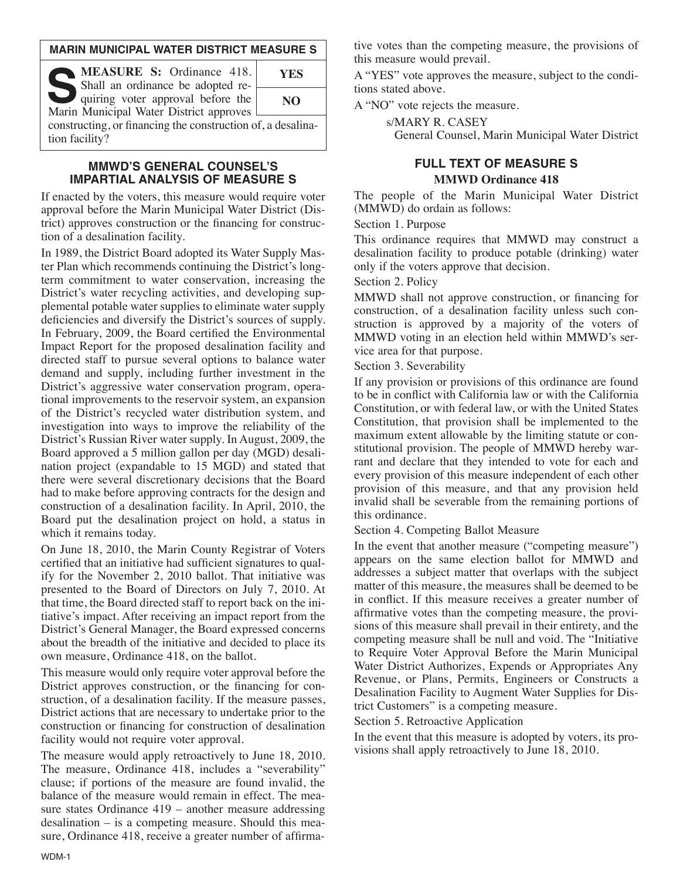## MARIN MUNICIPAL WATER DISTRICT MEASURE S

**MEASURE S:** Ordinance 418. Shall an ordinance be adopted requiring voter approval before the Marin Municipal Water District approves constructing, or financing the construction of, a desalination facility?

| YES |
|---|
| NO |

### MMWD'S GENERAL COUNSEL'S IMPARTIAL ANALYSIS OF MEASURE S

If enacted by the voters, this measure would require voter approval before the Marin Municipal Water District (District) approves construction or the financing for construction of a desalination facility.

In 1989, the District Board adopted its Water Supply Master Plan which recommends continuing the District's long-term commitment to water conservation, increasing the District's water recycling activities, and developing supplemental potable water supplies to eliminate water supply deficiencies and diversify the District's sources of supply. In February, 2009, the Board certified the Environmental Impact Report for the proposed desalination facility and directed staff to pursue several options to balance water demand and supply, including further investment in the District's aggressive water conservation program, operational improvements to the reservoir system, an expansion of the District's recycled water distribution system, and investigation into ways to improve the reliability of the District's Russian River water supply. In August, 2009, the Board approved a 5 million gallon per day (MGD) desalination project (expandable to 15 MGD) and stated that there were several discretionary decisions that the Board had to make before approving contracts for the design and construction of a desalination facility. In April, 2010, the Board put the desalination project on hold, a status in which it remains today.

On June 18, 2010, the Marin County Registrar of Voters certified that an initiative had sufficient signatures to qualify for the November 2, 2010 ballot. That initiative was presented to the Board of Directors on July 7, 2010. At that time, the Board directed staff to report back on the initiative's impact. After receiving an impact report from the District's General Manager, the Board expressed concerns about the breadth of the initiative and decided to place its own measure, Ordinance 418, on the ballot.

This measure would only require voter approval before the District approves construction, or the financing for construction, of a desalination facility. If the measure passes, District actions that are necessary to undertake prior to the construction or financing for construction of desalination facility would not require voter approval.

The measure would apply retroactively to June 18, 2010. The measure, Ordinance 418, includes a "severability" clause; if portions of the measure are found invalid, the balance of the measure would remain in effect. The measure states Ordinance 419 – another measure addressing desalination – is a competing measure. Should this measure, Ordinance 418, receive a greater number of affirmative votes than the competing measure, the provisions of this measure would prevail.

A "YES" vote approves the measure, subject to the conditions stated above.

A "NO" vote rejects the measure.

s/MARY R. CASEY
General Counsel, Marin Municipal Water District

### FULL TEXT OF MEASURE S

**MMWD Ordinance 418**

The people of the Marin Municipal Water District (MMWD) do ordain as follows:

Section 1. Purpose

This ordinance requires that MMWD may construct a desalination facility to produce potable (drinking) water only if the voters approve that decision.

Section 2. Policy

MMWD shall not approve construction, or financing for construction, of a desalination facility unless such construction is approved by a majority of the voters of MMWD voting in an election held within MMWD's service area for that purpose.

Section 3. Severability

If any provision or provisions of this ordinance are found to be in conflict with California law or with the California Constitution, or with federal law, or with the United States Constitution, that provision shall be implemented to the maximum extent allowable by the limiting statute or constitutional provision. The people of MMWD hereby warrant and declare that they intended to vote for each and every provision of this measure independent of each other provision of this measure, and that any provision held invalid shall be severable from the remaining portions of this ordinance.

Section 4. Competing Ballot Measure

In the event that another measure ("competing measure") appears on the same election ballot for MMWD and addresses a subject matter that overlaps with the subject matter of this measure, the measures shall be deemed to be in conflict. If this measure receives a greater number of affirmative votes than the competing measure, the provisions of this measure shall prevail in their entirety, and the competing measure shall be null and void. The "Initiative to Require Voter Approval Before the Marin Municipal Water District Authorizes, Expends or Appropriates Any Revenue, or Plans, Permits, Engineers or Constructs a Desalination Facility to Augment Water Supplies for District Customers" is a competing measure.

Section 5. Retroactive Application

In the event that this measure is adopted by voters, its provisions shall apply retroactively to June 18, 2010.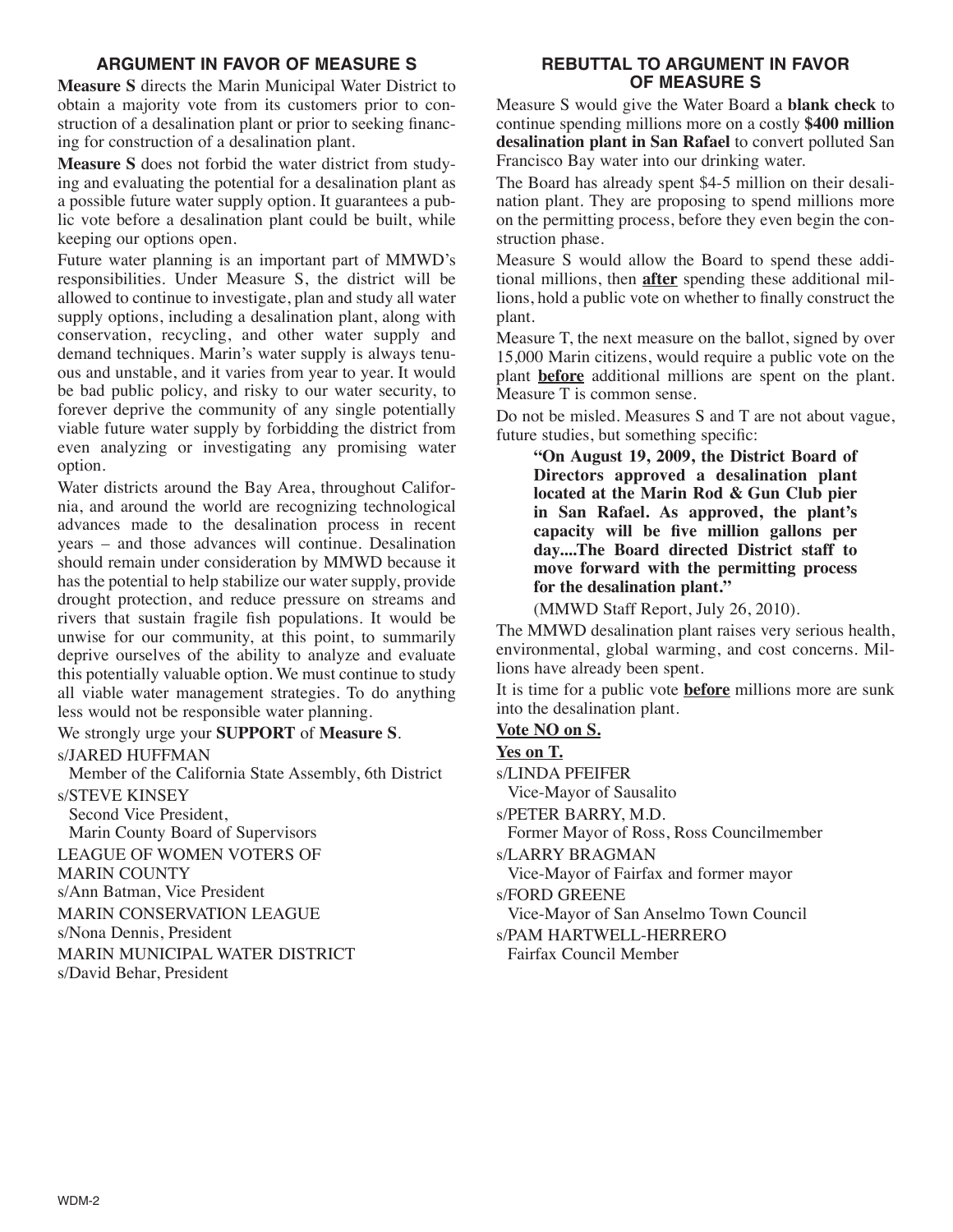## ARGUMENT IN FAVOR OF MEASURE S

**Measure S** directs the Marin Municipal Water District to obtain a majority vote from its customers prior to construction of a desalination plant or prior to seeking financing for construction of a desalination plant.

**Measure S** does not forbid the water district from studying and evaluating the potential for a desalination plant as a possible future water supply option. It guarantees a public vote before a desalination plant could be built, while keeping our options open.

Future water planning is an important part of MMWD's responsibilities. Under Measure S, the district will be allowed to continue to investigate, plan and study all water supply options, including a desalination plant, along with conservation, recycling, and other water supply and demand techniques. Marin's water supply is always tenuous and unstable, and it varies from year to year. It would be bad public policy, and risky to our water security, to forever deprive the community of any single potentially viable future water supply by forbidding the district from even analyzing or investigating any promising water option.

Water districts around the Bay Area, throughout California, and around the world are recognizing technological advances made to the desalination process in recent years – and those advances will continue. Desalination should remain under consideration by MMWD because it has the potential to help stabilize our water supply, provide drought protection, and reduce pressure on streams and rivers that sustain fragile fish populations. It would be unwise for our community, at this point, to summarily deprive ourselves of the ability to analyze and evaluate this potentially valuable option. We must continue to study all viable water management strategies. To do anything less would not be responsible water planning.

We strongly urge your **SUPPORT** of **Measure S**.

s/JARED HUFFMAN
Member of the California State Assembly, 6th District

s/STEVE KINSEY
Second Vice President,
Marin County Board of Supervisors

LEAGUE OF WOMEN VOTERS OF MARIN COUNTY
s/Ann Batman, Vice President

MARIN CONSERVATION LEAGUE
s/Nona Dennis, President

MARIN MUNICIPAL WATER DISTRICT
s/David Behar, President

## REBUTTAL TO ARGUMENT IN FAVOR OF MEASURE S

Measure S would give the Water Board a **blank check** to continue spending millions more on a costly **$400 million desalination plant in San Rafael** to convert polluted San Francisco Bay water into our drinking water.

The Board has already spent $4-5 million on their desalination plant. They are proposing to spend millions more on the permitting process, before they even begin the construction phase.

Measure S would allow the Board to spend these additional millions, then **<u>after</u>** spending these additional millions, hold a public vote on whether to finally construct the plant.

Measure T, the next measure on the ballot, signed by over 15,000 Marin citizens, would require a public vote on the plant **<u>before</u>** additional millions are spent on the plant. Measure T is common sense.

Do not be misled. Measures S and T are not about vague, future studies, but something specific:

> **"On August 19, 2009, the District Board of Directors approved a desalination plant located at the Marin Rod & Gun Club pier in San Rafael. As approved, the plant's capacity will be five million gallons per day....The Board directed District staff to move forward with the permitting process for the desalination plant."**
>
> (MMWD Staff Report, July 26, 2010).

The MMWD desalination plant raises very serious health, environmental, global warming, and cost concerns. Millions have already been spent.

It is time for a public vote **<u>before</u>** millions more are sunk into the desalination plant.

**<u>Vote NO on S.</u>**

**<u>Yes on T.</u>**

s/LINDA PFEIFER
Vice-Mayor of Sausalito

s/PETER BARRY, M.D.
Former Mayor of Ross, Ross Councilmember

s/LARRY BRAGMAN
Vice-Mayor of Fairfax and former mayor

s/FORD GREENE
Vice-Mayor of San Anselmo Town Council

s/PAM HARTWELL-HERRERO
Fairfax Council Member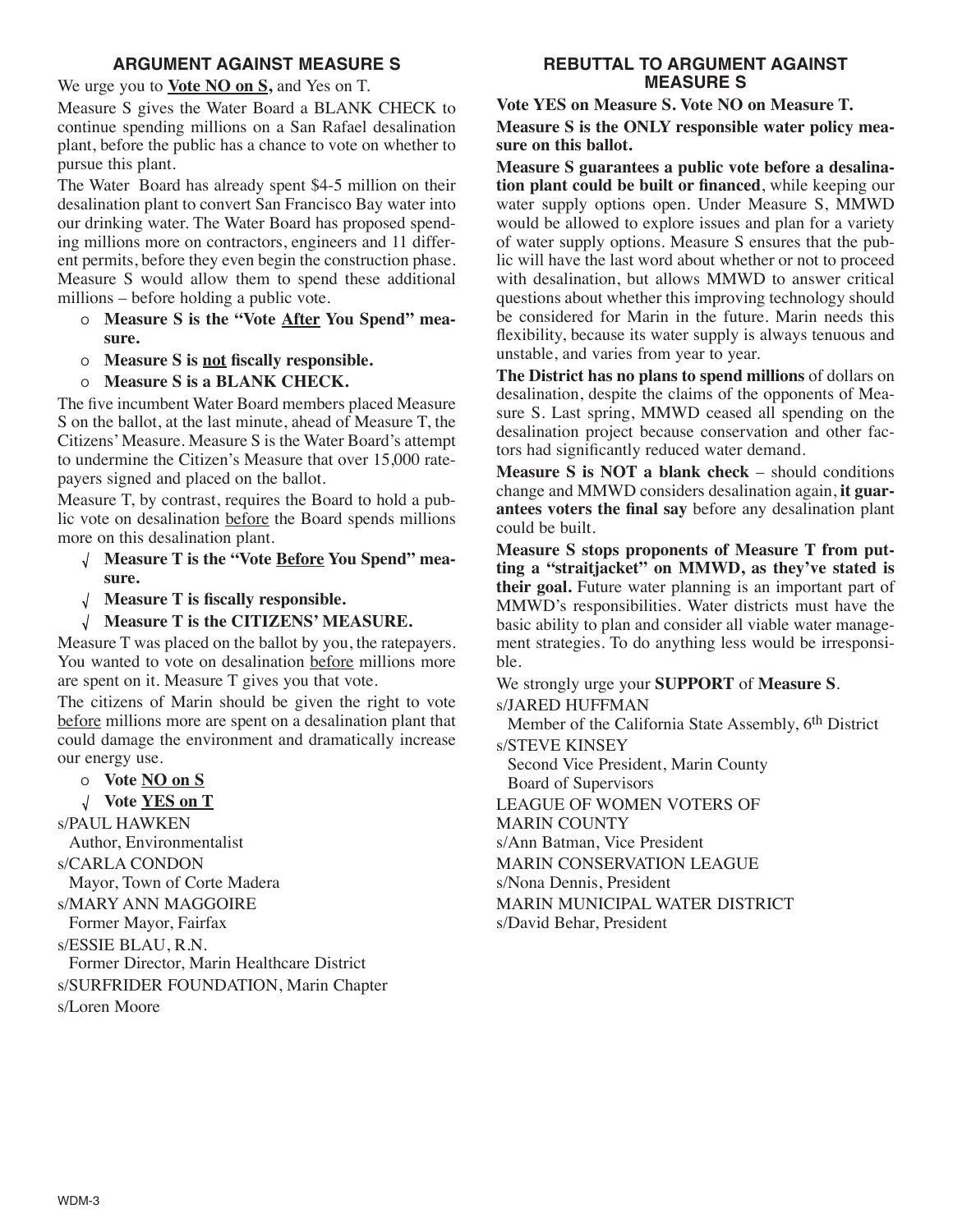## ARGUMENT AGAINST MEASURE S

We urge you to **Vote NO on S,** and Yes on T.

Measure S gives the Water Board a BLANK CHECK to continue spending millions on a San Rafael desalination plant, before the public has a chance to vote on whether to pursue this plant.

The Water Board has already spent $4-5 million on their desalination plant to convert San Francisco Bay water into our drinking water. The Water Board has proposed spending millions more on contractors, engineers and 11 different permits, before they even begin the construction phase. Measure S would allow them to spend these additional millions – before holding a public vote.

- **Measure S is the "Vote After You Spend" measure.**
- **Measure S is not fiscally responsible.**
- **Measure S is a BLANK CHECK.**

The five incumbent Water Board members placed Measure S on the ballot, at the last minute, ahead of Measure T, the Citizens' Measure. Measure S is the Water Board's attempt to undermine the Citizen's Measure that over 15,000 ratepayers signed and placed on the ballot.

Measure T, by contrast, requires the Board to hold a public vote on desalination before the Board spends millions more on this desalination plant.

- √ **Measure T is the "Vote Before You Spend" measure.**
- √ **Measure T is fiscally responsible.**
- √ **Measure T is the CITIZENS' MEASURE.**

Measure T was placed on the ballot by you, the ratepayers. You wanted to vote on desalination before millions more are spent on it. Measure T gives you that vote.

The citizens of Marin should be given the right to vote before millions more are spent on a desalination plant that could damage the environment and dramatically increase our energy use.

- **Vote NO on S**
- √ **Vote YES on T**

s/PAUL HAWKEN
Author, Environmentalist

s/CARLA CONDON
Mayor, Town of Corte Madera

s/MARY ANN MAGGOIRE
Former Mayor, Fairfax

s/ESSIE BLAU, R.N.
Former Director, Marin Healthcare District

s/SURFRIDER FOUNDATION, Marin Chapter
s/Loren Moore

## REBUTTAL TO ARGUMENT AGAINST MEASURE S

**Vote YES on Measure S. Vote NO on Measure T.**

**Measure S is the ONLY responsible water policy measure on this ballot.**

**Measure S guarantees a public vote before a desalination plant could be built or financed**, while keeping our water supply options open. Under Measure S, MMWD would be allowed to explore issues and plan for a variety of water supply options. Measure S ensures that the public will have the last word about whether or not to proceed with desalination, but allows MMWD to answer critical questions about whether this improving technology should be considered for Marin in the future. Marin needs this flexibility, because its water supply is always tenuous and unstable, and varies from year to year.

**The District has no plans to spend millions** of dollars on desalination, despite the claims of the opponents of Measure S. Last spring, MMWD ceased all spending on the desalination project because conservation and other factors had significantly reduced water demand.

**Measure S is NOT a blank check** – should conditions change and MMWD considers desalination again, **it guarantees voters the final say** before any desalination plant could be built.

**Measure S stops proponents of Measure T from putting a "straitjacket" on MMWD, as they've stated is their goal.** Future water planning is an important part of MMWD's responsibilities. Water districts must have the basic ability to plan and consider all viable water management strategies. To do anything less would be irresponsible.

We strongly urge your **SUPPORT** of **Measure S**.

s/JARED HUFFMAN
Member of the California State Assembly, 6th District

s/STEVE KINSEY
Second Vice President, Marin County Board of Supervisors

LEAGUE OF WOMEN VOTERS OF MARIN COUNTY
s/Ann Batman, Vice President

MARIN CONSERVATION LEAGUE
s/Nona Dennis, President

MARIN MUNICIPAL WATER DISTRICT
s/David Behar, President